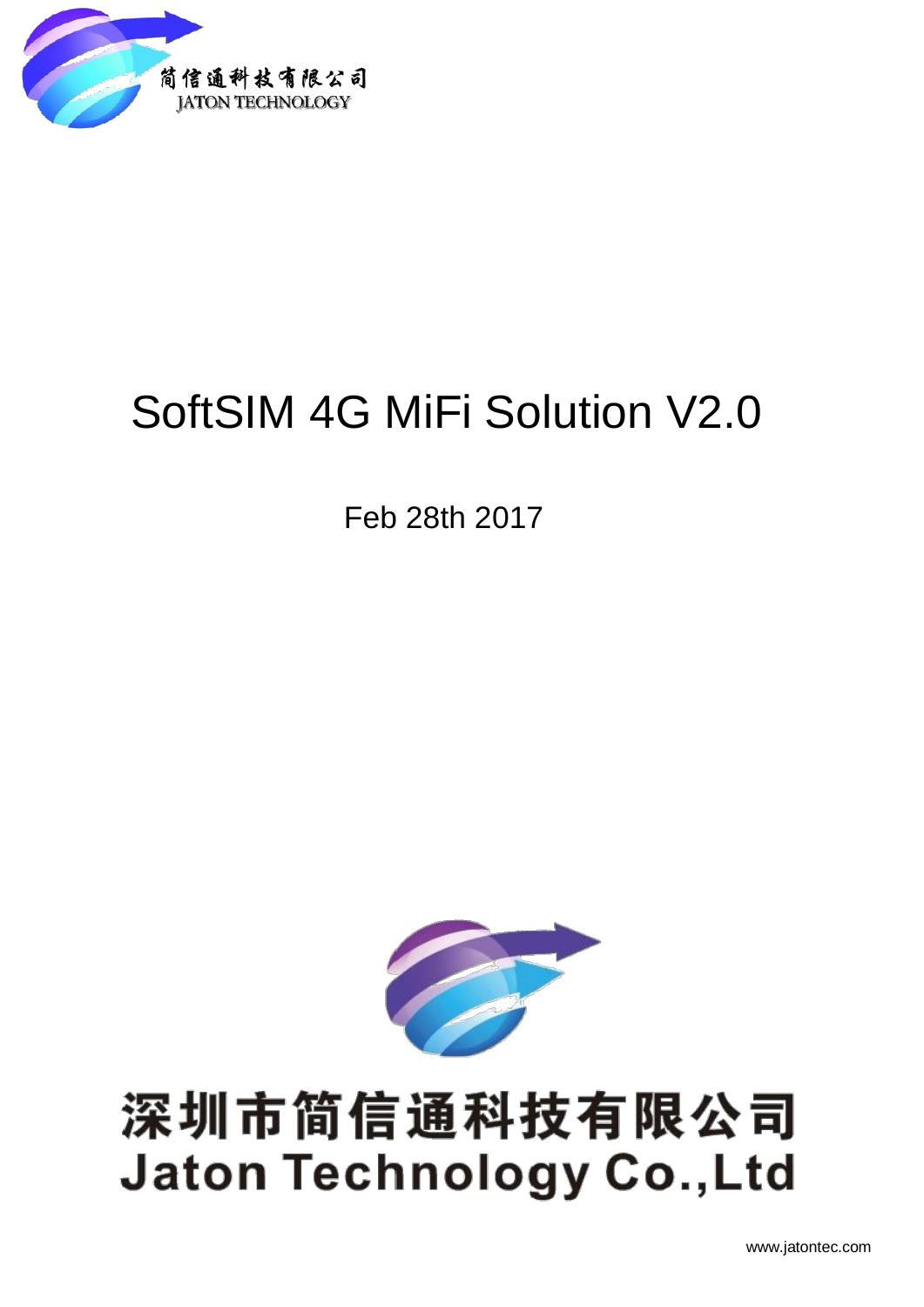简信通科技有限公司
JATON TECHNOLOGY

# SoftSIM 4G MiFi Solution V2.0

Feb 28th 2017

深圳市简信通科技有限公司
Jaton Technology Co.,Ltd

www.jatontec.com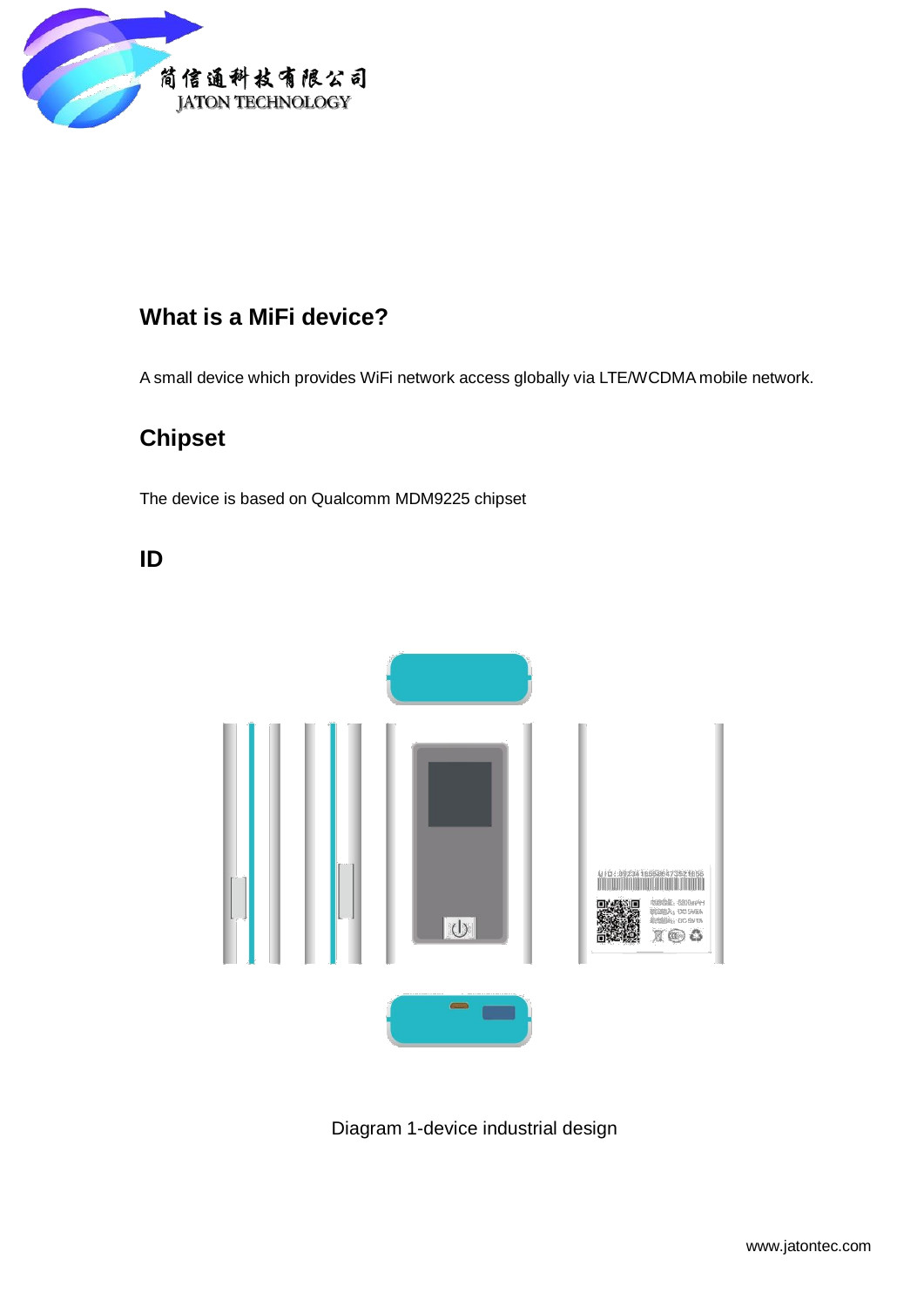## What is a MiFi device?

A small device which provides WiFi network access globally via LTE/WCDMA mobile network.

## Chipset

The device is based on Qualcomm MDM9225 chipset

## ID

Diagram 1-device industrial design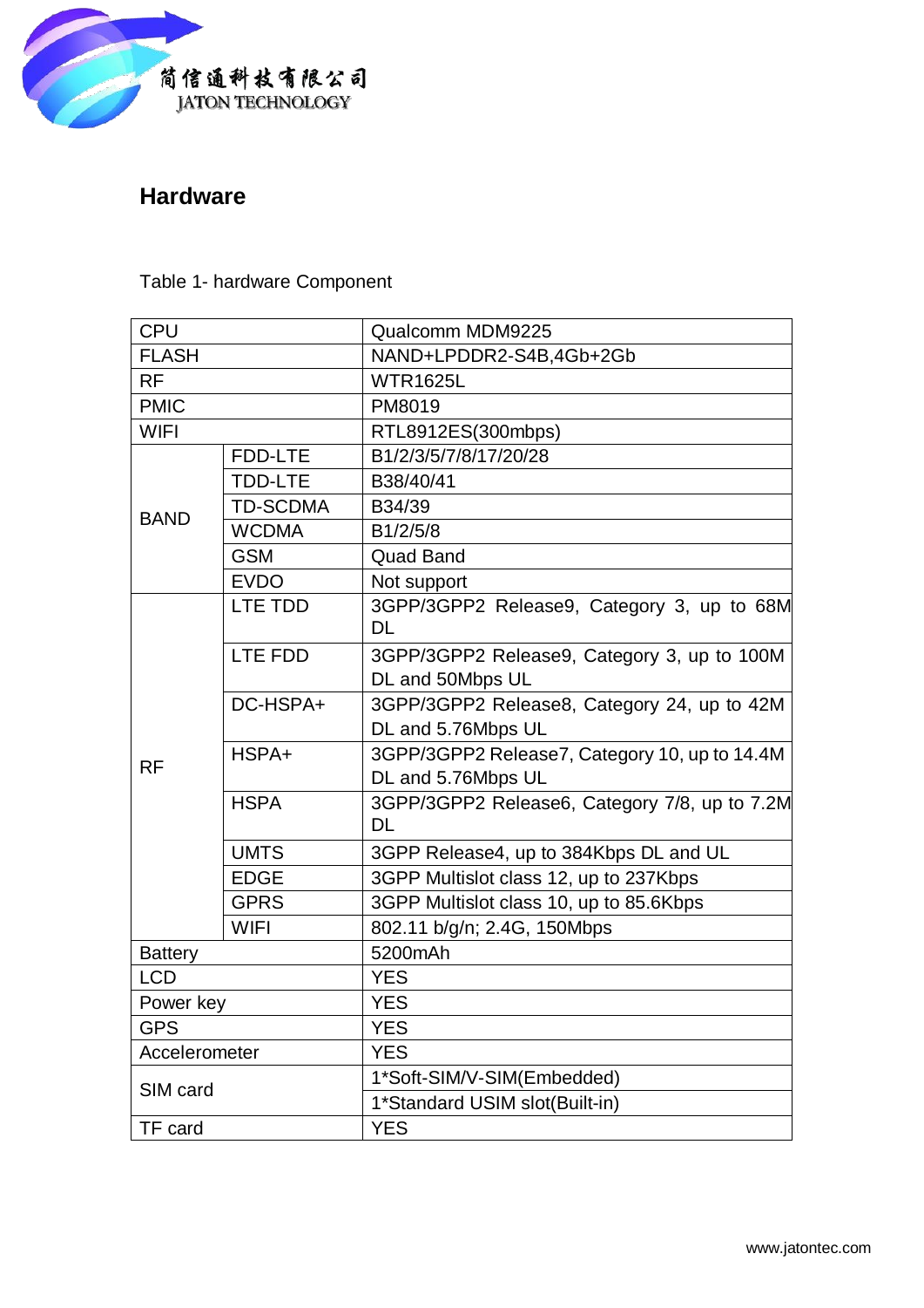## Hardware

Table 1- hardware Component

| | | |
|---|---|---|
| CPU | | Qualcomm MDM9225 |
| FLASH | | NAND+LPDDR2-S4B,4Gb+2Gb |
| RF | | WTR1625L |
| PMIC | | PM8019 |
| WIFI | | RTL8912ES(300mbps) |
| BAND | FDD-LTE | B1/2/3/5/7/8/17/20/28 |
| | TDD-LTE | B38/40/41 |
| | TD-SCDMA | B34/39 |
| | WCDMA | B1/2/5/8 |
| | GSM | Quad Band |
| | EVDO | Not support |
| RF | LTE TDD | 3GPP/3GPP2 Release9, Category 3, up to 68M DL |
| | LTE FDD | 3GPP/3GPP2 Release9, Category 3, up to 100M DL and 50Mbps UL |
| | DC-HSPA+ | 3GPP/3GPP2 Release8, Category 24, up to 42M DL and 5.76Mbps UL |
| | HSPA+ | 3GPP/3GPP2 Release7, Category 10, up to 14.4M DL and 5.76Mbps UL |
| | HSPA | 3GPP/3GPP2 Release6, Category 7/8, up to 7.2M DL |
| | UMTS | 3GPP Release4, up to 384Kbps DL and UL |
| | EDGE | 3GPP Multislot class 12, up to 237Kbps |
| | GPRS | 3GPP Multislot class 10, up to 85.6Kbps |
| | WIFI | 802.11 b/g/n; 2.4G, 150Mbps |
| Battery | | 5200mAh |
| LCD | | YES |
| Power key | | YES |
| GPS | | YES |
| Accelerometer | | YES |
| SIM card | | 1*Soft-SIM/V-SIM(Embedded) |
| | | 1*Standard USIM slot(Built-in) |
| TF card | | YES |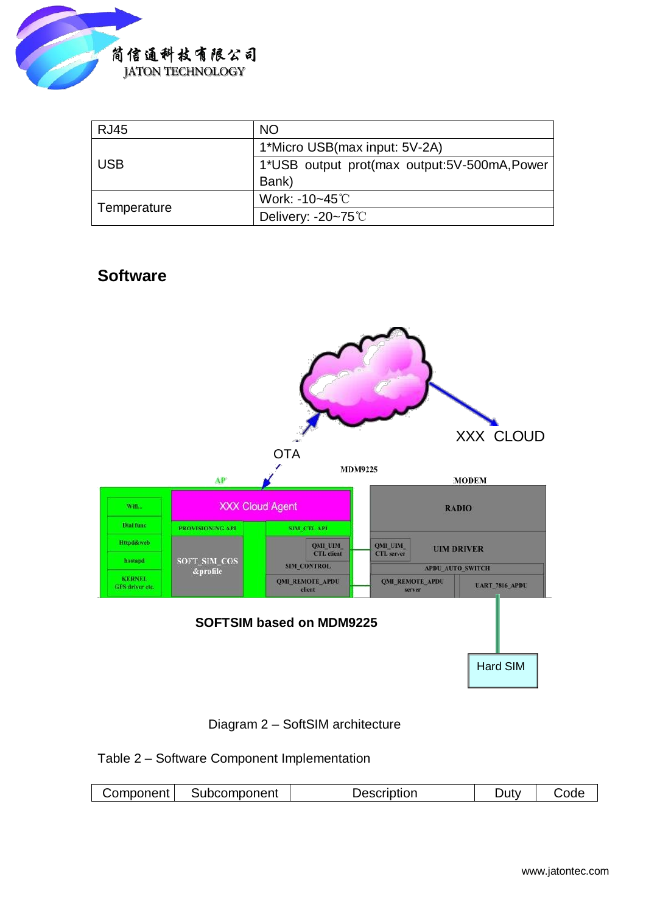| RJ45 | NO |
| --- | --- |
| USB | 1*Micro USB(max input: 5V-2A) |
| | 1*USB output prot(max output:5V-500mA,Power Bank) |
| Temperature | Work: -10~45℃ |
| | Delivery: -20~75℃ |

## Software

SOFTSIM based on MDM9225

Diagram 2 – SoftSIM architecture

Table 2 – Software Component Implementation

| Component | Subcomponent | Description | Duty | Code |
| --- | --- | --- | --- | --- |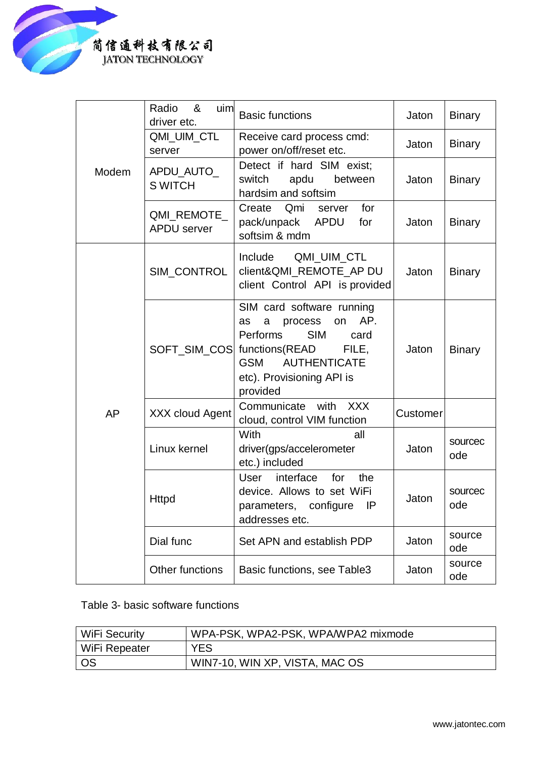| Modem | Radio & uim driver etc. | Basic functions | Jaton | Binary |
|---|---|---|---|---|
| | QMI_UIM_CTL server | Receive card process cmd: power on/off/reset etc. | Jaton | Binary |
| | APDU_AUTO_S WITCH | Detect if hard SIM exist; switch apdu between hardsim and softsim | Jaton | Binary |
| | QMI_REMOTE_APDU server | Create Qmi server for pack/unpack APDU for softsim & mdm | Jaton | Binary |
| AP | SIM_CONTROL | Include QMI_UIM_CTL client&QMI_REMOTE_AP DU client Control API is provided | Jaton | Binary |
| | SOFT_SIM_COS | SIM card software running as a process on AP. Performs SIM card functions(READ FILE, GSM AUTHENTICATE etc). Provisioning API is provided | Jaton | Binary |
| | XXX cloud Agent | Communicate with XXX cloud, control VIM function | Customer | |
| | Linux kernel | With all driver(gps/accelerometer etc.) included | Jaton | sourcec ode |
| | Httpd | User interface for the device. Allows to set WiFi parameters, configure IP addresses etc. | Jaton | sourcec ode |
| | Dial func | Set APN and establish PDP | Jaton | source ode |
| | Other functions | Basic functions, see Table3 | Jaton | source ode |

Table 3- basic software functions

| WiFi Security | WPA-PSK, WPA2-PSK, WPA/WPA2 mixmode |
|---|---|
| WiFi Repeater | YES |
| OS | WIN7-10, WIN XP, VISTA, MAC OS |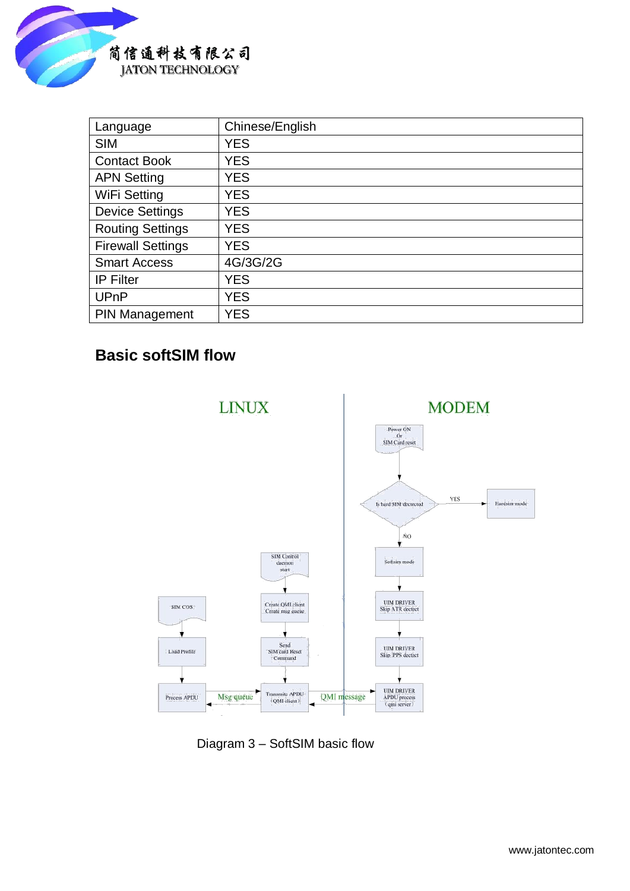| | |
|---|---|
| Language | Chinese/English |
| SIM | YES |
| Contact Book | YES |
| APN Setting | YES |
| WiFi Setting | YES |
| Device Settings | YES |
| Routing Settings | YES |
| Firewall Settings | YES |
| Smart Access | 4G/3G/2G |
| IP Filter | YES |
| UPnP | YES |
| PIN Management | YES |

## Basic softSIM flow

LINUX

MODEM

Power ON
Or
SIM Card reset

Is hard SIM dectected

YES

Hardsim mode

NO

Softsim mode

UIM DRIVER
Skip ATR dectect

UIM DRIVER
Skip PPS dectect

UIM DRIVER
APDU process
(qmi server)

SIM Control
daemon
start

Create QMI client
Create msg queue

Send
SIM card Reset
Command

Transmite APDU
(QMI client)

SIM COS

Load Profile

Process APDU

Msg queue

QMI message

Diagram 3 – SoftSIM basic flow